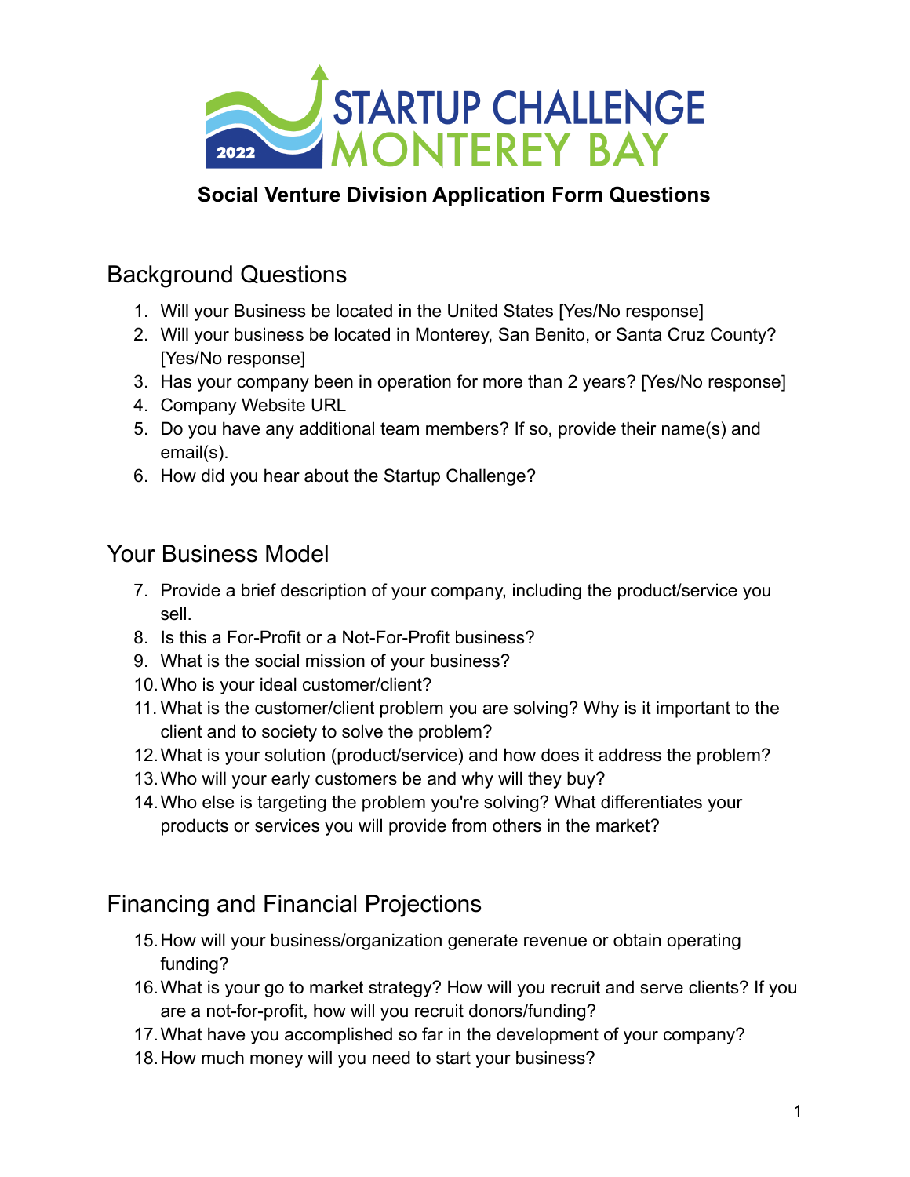# STARTUP CHALLENGE MONTEREY BAY 2022

## Social Venture Division Application Form Questions

## Background Questions

1. Will your Business be located in the United States [Yes/No response]
2. Will your business be located in Monterey, San Benito, or Santa Cruz County? [Yes/No response]
3. Has your company been in operation for more than 2 years? [Yes/No response]
4. Company Website URL
5. Do you have any additional team members? If so, provide their name(s) and email(s).
6. How did you hear about the Startup Challenge?

## Your Business Model

7. Provide a brief description of your company, including the product/service you sell.
8. Is this a For-Profit or a Not-For-Profit business?
9. What is the social mission of your business?
10. Who is your ideal customer/client?
11. What is the customer/client problem you are solving? Why is it important to the client and to society to solve the problem?
12. What is your solution (product/service) and how does it address the problem?
13. Who will your early customers be and why will they buy?
14. Who else is targeting the problem you're solving? What differentiates your products or services you will provide from others in the market?

## Financing and Financial Projections

15. How will your business/organization generate revenue or obtain operating funding?
16. What is your go to market strategy? How will you recruit and serve clients? If you are a not-for-profit, how will you recruit donors/funding?
17. What have you accomplished so far in the development of your company?
18. How much money will you need to start your business?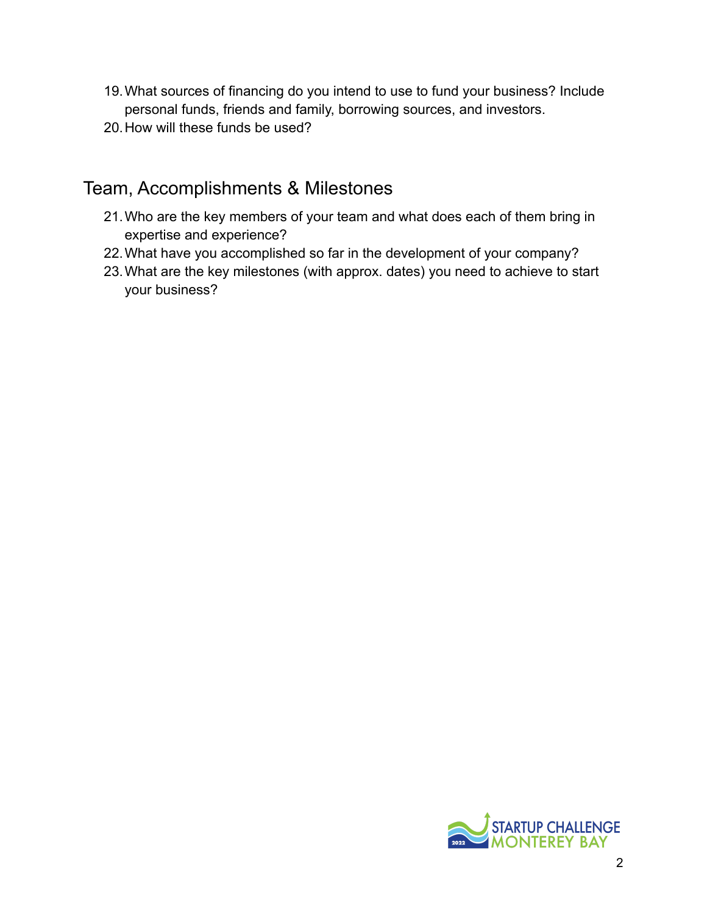19. What sources of financing do you intend to use to fund your business? Include personal funds, friends and family, borrowing sources, and investors.
20. How will these funds be used?

## Team, Accomplishments & Milestones

21. Who are the key members of your team and what does each of them bring in expertise and experience?
22. What have you accomplished so far in the development of your company?
23. What are the key milestones (with approx. dates) you need to achieve to start your business?